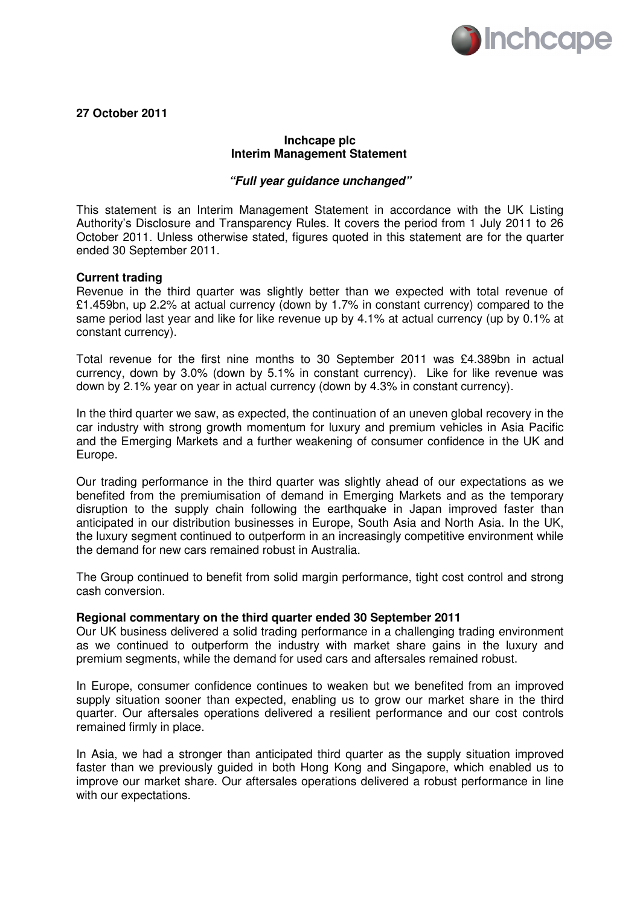**27 October 2011**

**Inchcape plc**
**Interim Management Statement**

***"Full year guidance unchanged"***

This statement is an Interim Management Statement in accordance with the UK Listing Authority's Disclosure and Transparency Rules. It covers the period from 1 July 2011 to 26 October 2011. Unless otherwise stated, figures quoted in this statement are for the quarter ended 30 September 2011.

**Current trading**

Revenue in the third quarter was slightly better than we expected with total revenue of £1.459bn, up 2.2% at actual currency (down by 1.7% in constant currency) compared to the same period last year and like for like revenue up by 4.1% at actual currency (up by 0.1% at constant currency).

Total revenue for the first nine months to 30 September 2011 was £4.389bn in actual currency, down by 3.0% (down by 5.1% in constant currency). Like for like revenue was down by 2.1% year on year in actual currency (down by 4.3% in constant currency).

In the third quarter we saw, as expected, the continuation of an uneven global recovery in the car industry with strong growth momentum for luxury and premium vehicles in Asia Pacific and the Emerging Markets and a further weakening of consumer confidence in the UK and Europe.

Our trading performance in the third quarter was slightly ahead of our expectations as we benefited from the premiumisation of demand in Emerging Markets and as the temporary disruption to the supply chain following the earthquake in Japan improved faster than anticipated in our distribution businesses in Europe, South Asia and North Asia. In the UK, the luxury segment continued to outperform in an increasingly competitive environment while the demand for new cars remained robust in Australia.

The Group continued to benefit from solid margin performance, tight cost control and strong cash conversion.

**Regional commentary on the third quarter ended 30 September 2011**

Our UK business delivered a solid trading performance in a challenging trading environment as we continued to outperform the industry with market share gains in the luxury and premium segments, while the demand for used cars and aftersales remained robust.

In Europe, consumer confidence continues to weaken but we benefited from an improved supply situation sooner than expected, enabling us to grow our market share in the third quarter. Our aftersales operations delivered a resilient performance and our cost controls remained firmly in place.

In Asia, we had a stronger than anticipated third quarter as the supply situation improved faster than we previously guided in both Hong Kong and Singapore, which enabled us to improve our market share. Our aftersales operations delivered a robust performance in line with our expectations.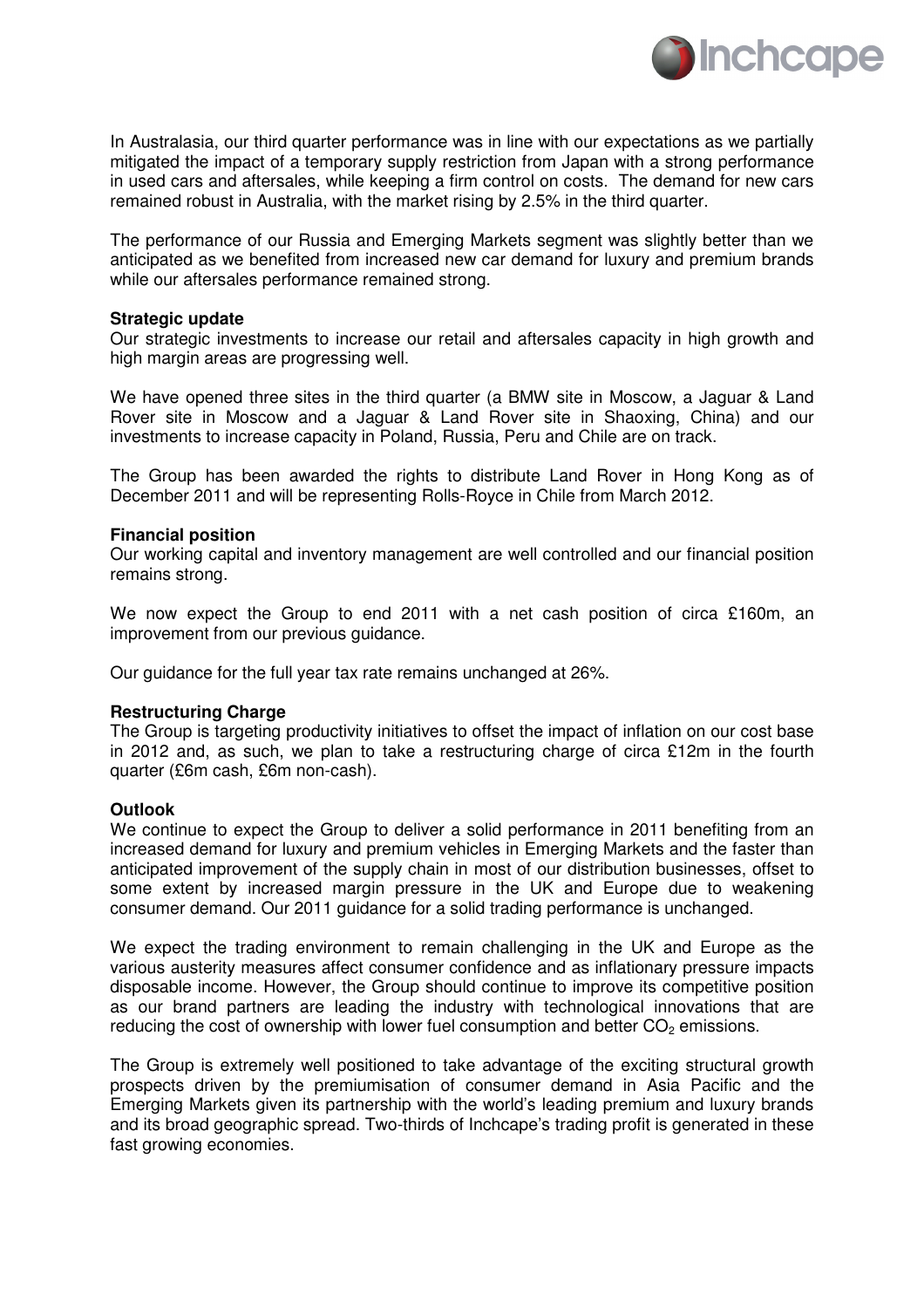In Australasia, our third quarter performance was in line with our expectations as we partially mitigated the impact of a temporary supply restriction from Japan with a strong performance in used cars and aftersales, while keeping a firm control on costs. The demand for new cars remained robust in Australia, with the market rising by 2.5% in the third quarter.

The performance of our Russia and Emerging Markets segment was slightly better than we anticipated as we benefited from increased new car demand for luxury and premium brands while our aftersales performance remained strong.

**Strategic update**
Our strategic investments to increase our retail and aftersales capacity in high growth and high margin areas are progressing well.

We have opened three sites in the third quarter (a BMW site in Moscow, a Jaguar & Land Rover site in Moscow and a Jaguar & Land Rover site in Shaoxing, China) and our investments to increase capacity in Poland, Russia, Peru and Chile are on track.

The Group has been awarded the rights to distribute Land Rover in Hong Kong as of December 2011 and will be representing Rolls-Royce in Chile from March 2012.

**Financial position**
Our working capital and inventory management are well controlled and our financial position remains strong.

We now expect the Group to end 2011 with a net cash position of circa £160m, an improvement from our previous guidance.

Our guidance for the full year tax rate remains unchanged at 26%.

**Restructuring Charge**
The Group is targeting productivity initiatives to offset the impact of inflation on our cost base in 2012 and, as such, we plan to take a restructuring charge of circa £12m in the fourth quarter (£6m cash, £6m non-cash).

**Outlook**
We continue to expect the Group to deliver a solid performance in 2011 benefiting from an increased demand for luxury and premium vehicles in Emerging Markets and the faster than anticipated improvement of the supply chain in most of our distribution businesses, offset to some extent by increased margin pressure in the UK and Europe due to weakening consumer demand. Our 2011 guidance for a solid trading performance is unchanged.

We expect the trading environment to remain challenging in the UK and Europe as the various austerity measures affect consumer confidence and as inflationary pressure impacts disposable income. However, the Group should continue to improve its competitive position as our brand partners are leading the industry with technological innovations that are reducing the cost of ownership with lower fuel consumption and better $CO_2$ emissions.

The Group is extremely well positioned to take advantage of the exciting structural growth prospects driven by the premiumisation of consumer demand in Asia Pacific and the Emerging Markets given its partnership with the world's leading premium and luxury brands and its broad geographic spread. Two-thirds of Inchcape's trading profit is generated in these fast growing economies.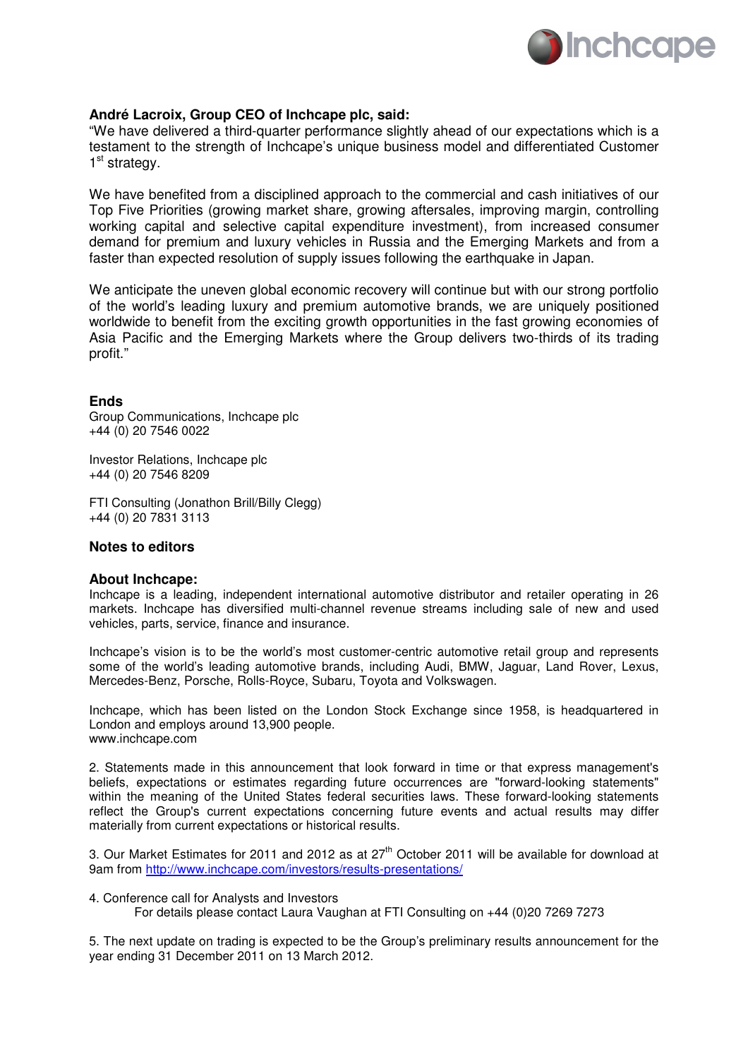**André Lacroix, Group CEO of Inchcape plc, said:**
"We have delivered a third-quarter performance slightly ahead of our expectations which is a testament to the strength of Inchcape's unique business model and differentiated Customer 1st strategy.

We have benefited from a disciplined approach to the commercial and cash initiatives of our Top Five Priorities (growing market share, growing aftersales, improving margin, controlling working capital and selective capital expenditure investment), from increased consumer demand for premium and luxury vehicles in Russia and the Emerging Markets and from a faster than expected resolution of supply issues following the earthquake in Japan.

We anticipate the uneven global economic recovery will continue but with our strong portfolio of the world's leading luxury and premium automotive brands, we are uniquely positioned worldwide to benefit from the exciting growth opportunities in the fast growing economies of Asia Pacific and the Emerging Markets where the Group delivers two-thirds of its trading profit."

**Ends**
Group Communications, Inchcape plc
+44 (0) 20 7546 0022

Investor Relations, Inchcape plc
+44 (0) 20 7546 8209

FTI Consulting (Jonathon Brill/Billy Clegg)
+44 (0) 20 7831 3113

**Notes to editors**

**About Inchcape:**
Inchcape is a leading, independent international automotive distributor and retailer operating in 26 markets. Inchcape has diversified multi-channel revenue streams including sale of new and used vehicles, parts, service, finance and insurance.

Inchcape's vision is to be the world's most customer-centric automotive retail group and represents some of the world's leading automotive brands, including Audi, BMW, Jaguar, Land Rover, Lexus, Mercedes-Benz, Porsche, Rolls-Royce, Subaru, Toyota and Volkswagen.

Inchcape, which has been listed on the London Stock Exchange since 1958, is headquartered in London and employs around 13,900 people.
www.inchcape.com

2. Statements made in this announcement that look forward in time or that express management's beliefs, expectations or estimates regarding future occurrences are "forward-looking statements" within the meaning of the United States federal securities laws. These forward-looking statements reflect the Group's current expectations concerning future events and actual results may differ materially from current expectations or historical results.

3. Our Market Estimates for 2011 and 2012 as at 27th October 2011 will be available for download at 9am from http://www.inchcape.com/investors/results-presentations/

4. Conference call for Analysts and Investors
   For details please contact Laura Vaughan at FTI Consulting on +44 (0)20 7269 7273

5. The next update on trading is expected to be the Group's preliminary results announcement for the year ending 31 December 2011 on 13 March 2012.